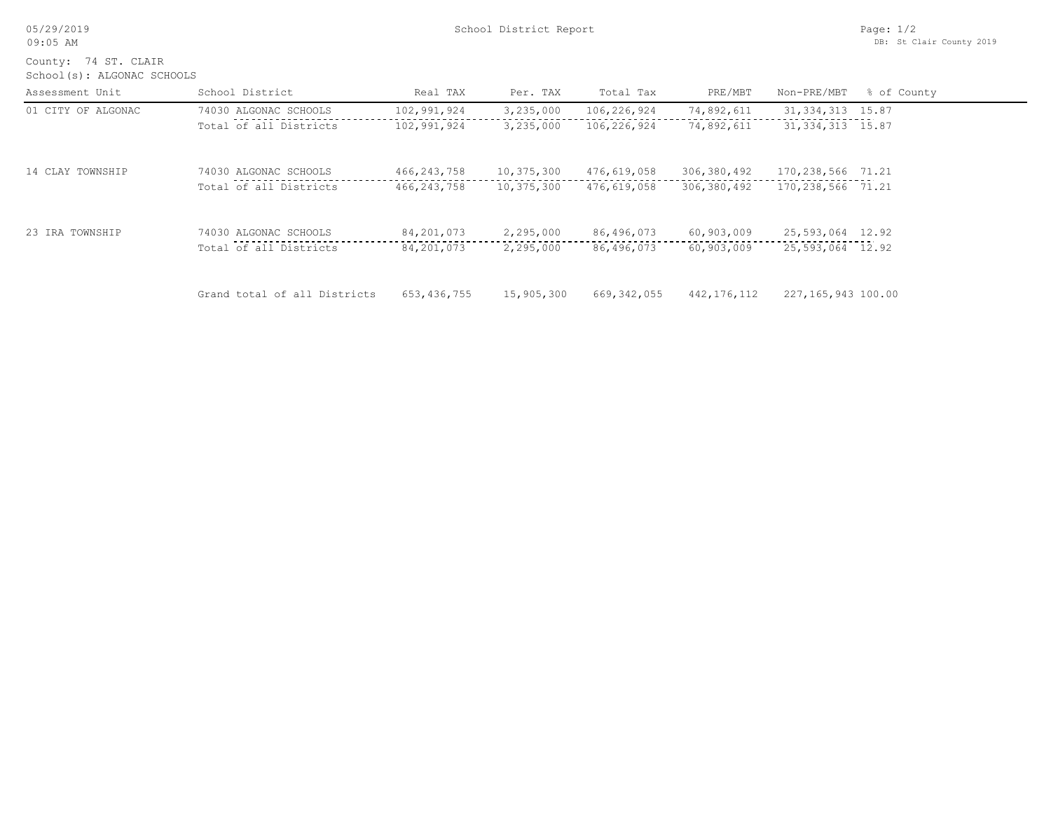School District Report

County: 74 ST. CLAIR
School(s): ALGONAC SCHOOLS

| Assessment Unit | School District | Real TAX | Per. TAX | Total Tax | PRE/MBT | Non-PRE/MBT | % of County |
|---|---|---|---|---|---|---|---|
| 01 CITY OF ALGONAC | 74030 ALGONAC SCHOOLS | 102,991,924 | 3,235,000 | 106,226,924 | 74,892,611 | 31,334,313 | 15.87 |
| | Total of all Districts | 102,991,924 | 3,235,000 | 106,226,924 | 74,892,611 | 31,334,313 | 15.87 |
| 14 CLAY TOWNSHIP | 74030 ALGONAC SCHOOLS | 466,243,758 | 10,375,300 | 476,619,058 | 306,380,492 | 170,238,566 | 71.21 |
| | Total of all Districts | 466,243,758 | 10,375,300 | 476,619,058 | 306,380,492 | 170,238,566 | 71.21 |
| 23 IRA TOWNSHIP | 74030 ALGONAC SCHOOLS | 84,201,073 | 2,295,000 | 86,496,073 | 60,903,009 | 25,593,064 | 12.92 |
| | Total of all Districts | 84,201,073 | 2,295,000 | 86,496,073 | 60,903,009 | 25,593,064 | 12.92 |
| | Grand total of all Districts | 653,436,755 | 15,905,300 | 669,342,055 | 442,176,112 | 227,165,943 | 100.00 |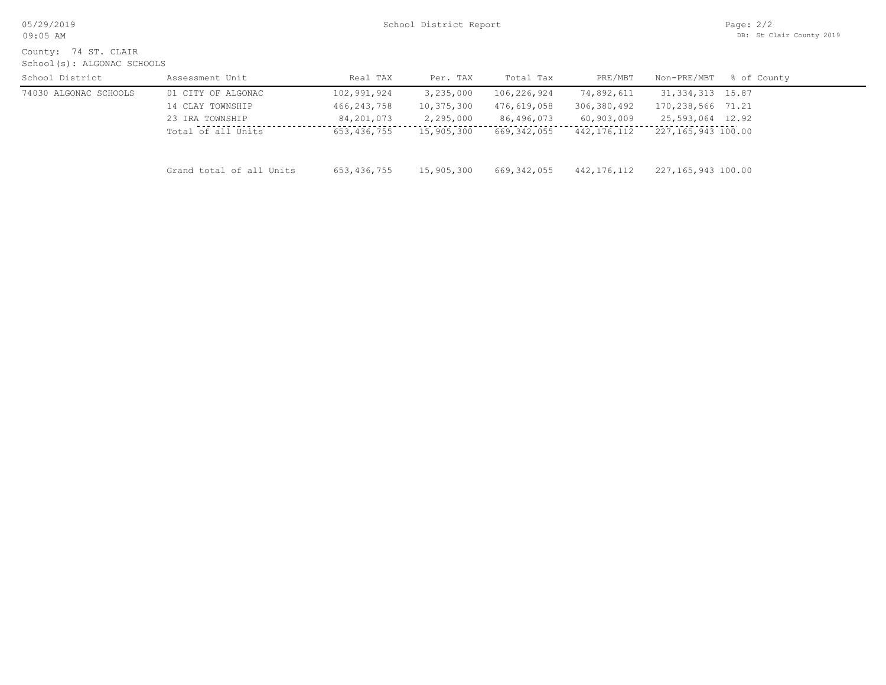County: 74 ST. CLAIR
School(s): ALGONAC SCHOOLS

| School District | Assessment Unit | Real TAX | Per. TAX | Total Tax | PRE/MBT | Non-PRE/MBT | % of County |
|---|---|---|---|---|---|---|---|
| 74030 ALGONAC SCHOOLS | 01 CITY OF ALGONAC | 102,991,924 | 3,235,000 | 106,226,924 | 74,892,611 | 31,334,313 | 15.87 |
| | 14 CLAY TOWNSHIP | 466,243,758 | 10,375,300 | 476,619,058 | 306,380,492 | 170,238,566 | 71.21 |
| | 23 IRA TOWNSHIP | 84,201,073 | 2,295,000 | 86,496,073 | 60,903,009 | 25,593,064 | 12.92 |
| | Total of all Units | 653,436,755 | 15,905,300 | 669,342,055 | 442,176,112 | 227,165,943 | 100.00 |
| | Grand total of all Units | 653,436,755 | 15,905,300 | 669,342,055 | 442,176,112 | 227,165,943 | 100.00 |